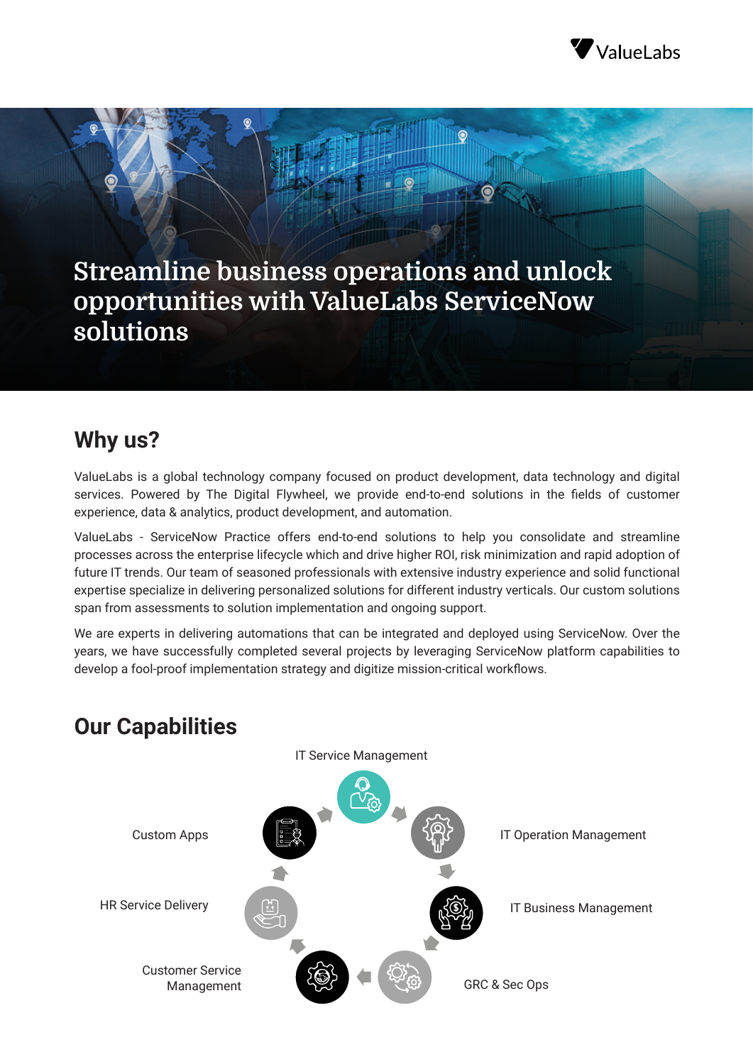# Streamline business operations and unlock opportunities with ValueLabs ServiceNow solutions

## Why us?

ValueLabs is a global technology company focused on product development, data technology and digital services. Powered by The Digital Flywheel, we provide end-to-end solutions in the fields of customer experience, data & analytics, product development, and automation.

ValueLabs - ServiceNow Practice offers end-to-end solutions to help you consolidate and streamline processes across the enterprise lifecycle which and drive higher ROI, risk minimization and rapid adoption of future IT trends. Our team of seasoned professionals with extensive industry experience and solid functional expertise specialize in delivering personalized solutions for different industry verticals. Our custom solutions span from assessments to solution implementation and ongoing support.

We are experts in delivering automations that can be integrated and deployed using ServiceNow. Over the years, we have successfully completed several projects by leveraging ServiceNow platform capabilities to develop a fool-proof implementation strategy and digitize mission-critical workflows.

## Our Capabilities

- IT Service Management
- IT Operation Management
- IT Business Management
- GRC & Sec Ops
- Customer Service Management
- HR Service Delivery
- Custom Apps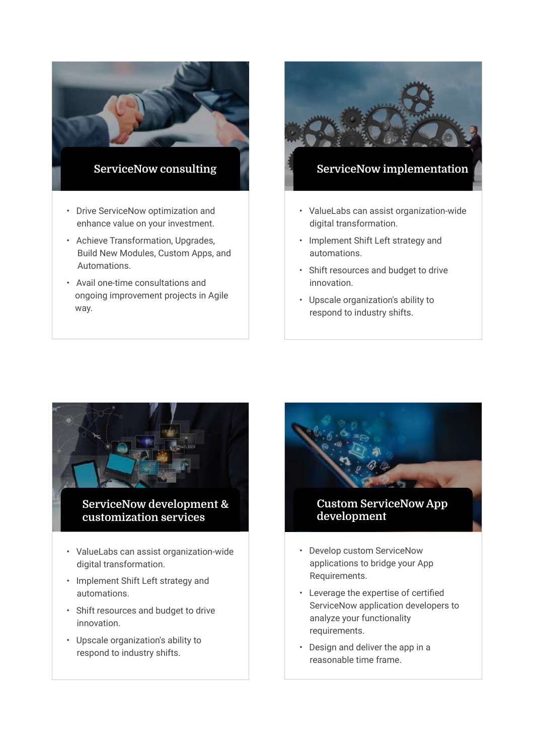## ServiceNow consulting

- Drive ServiceNow optimization and enhance value on your investment.
- Achieve Transformation, Upgrades, Build New Modules, Custom Apps, and Automations.
- Avail one-time consultations and ongoing improvement projects in Agile way.

## ServiceNow implementation

- ValueLabs can assist organization-wide digital transformation.
- Implement Shift Left strategy and automations.
- Shift resources and budget to drive innovation.
- Upscale organization's ability to respond to industry shifts.

## ServiceNow development & customization services

- ValueLabs can assist organization-wide digital transformation.
- Implement Shift Left strategy and automations.
- Shift resources and budget to drive innovation.
- Upscale organization's ability to respond to industry shifts.

## Custom ServiceNow App development

- Develop custom ServiceNow applications to bridge your App Requirements.
- Leverage the expertise of certified ServiceNow application developers to analyze your functionality requirements.
- Design and deliver the app in a reasonable time frame.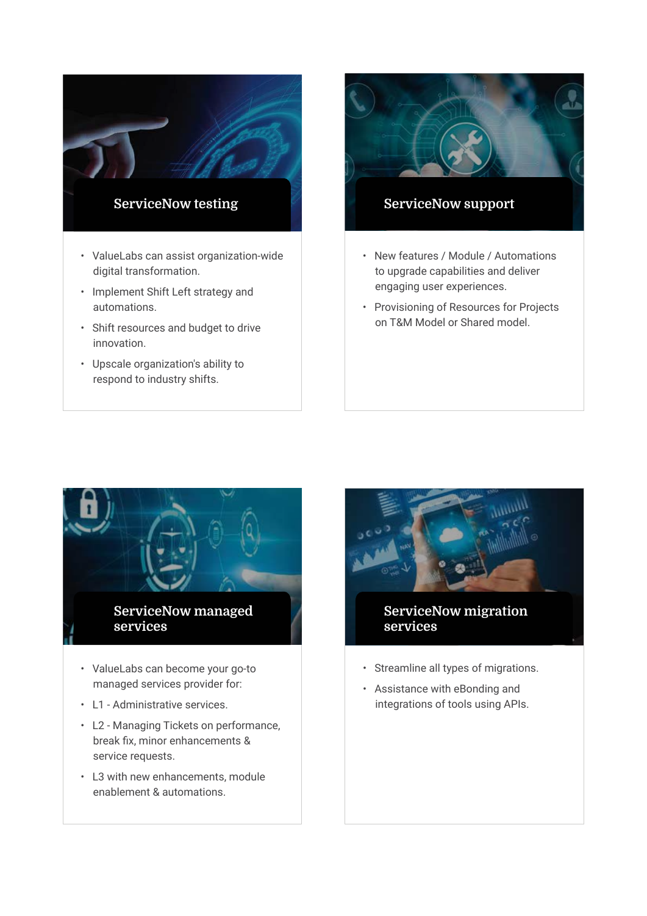## ServiceNow testing

- ValueLabs can assist organization-wide digital transformation.
- Implement Shift Left strategy and automations.
- Shift resources and budget to drive innovation.
- Upscale organization's ability to respond to industry shifts.

## ServiceNow support

- New features / Module / Automations to upgrade capabilities and deliver engaging user experiences.
- Provisioning of Resources for Projects on T&M Model or Shared model.

## ServiceNow managed services

- ValueLabs can become your go-to managed services provider for:
- L1 - Administrative services.
- L2 - Managing Tickets on performance, break fix, minor enhancements & service requests.
- L3 with new enhancements, module enablement & automations.

## ServiceNow migration services

- Streamline all types of migrations.
- Assistance with eBonding and integrations of tools using APIs.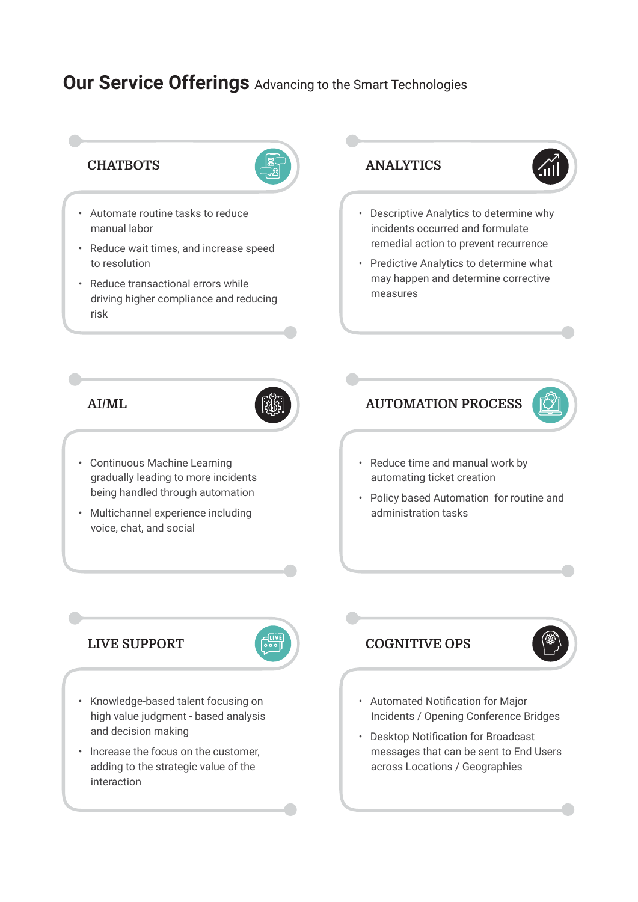# Our Service Offerings Advancing to the Smart Technologies

## CHATBOTS

- Automate routine tasks to reduce manual labor
- Reduce wait times, and increase speed to resolution
- Reduce transactional errors while driving higher compliance and reducing risk

## ANALYTICS

- Descriptive Analytics to determine why incidents occurred and formulate remedial action to prevent recurrence
- Predictive Analytics to determine what may happen and determine corrective measures

## AI/ML

- Continuous Machine Learning gradually leading to more incidents being handled through automation
- Multichannel experience including voice, chat, and social

## AUTOMATION PROCESS

- Reduce time and manual work by automating ticket creation
- Policy based Automation for routine and administration tasks

## LIVE SUPPORT

- Knowledge-based talent focusing on high value judgment - based analysis and decision making
- Increase the focus on the customer, adding to the strategic value of the interaction

## COGNITIVE OPS

- Automated Notification for Major Incidents / Opening Conference Bridges
- Desktop Notification for Broadcast messages that can be sent to End Users across Locations / Geographies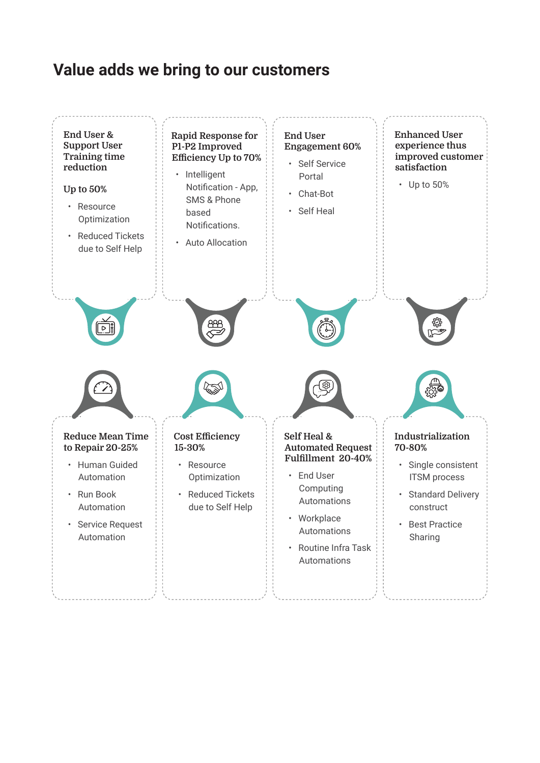# Value adds we bring to our customers

### End User & Support User Training time reduction

**Up to 50%**

- Resource Optimization
- Reduced Tickets due to Self Help

### Rapid Response for P1-P2 Improved Efficiency Up to 70%

- Intelligent Notification - App, SMS & Phone based Notifications.
- Auto Allocation

### End User Engagement 60%

- Self Service Portal
- Chat-Bot
- Self Heal

### Enhanced User experience thus improved customer satisfaction

- Up to 50%

### Reduce Mean Time to Repair 20-25%

- Human Guided Automation
- Run Book Automation
- Service Request Automation

### Cost Efficiency 15-30%

- Resource Optimization
- Reduced Tickets due to Self Help

### Self Heal & Automated Request Fulfillment 20-40%

- End User Computing Automations
- Workplace Automations
- Routine Infra Task Automations

### Industrialization 70-80%

- Single consistent ITSM process
- Standard Delivery construct
- Best Practice Sharing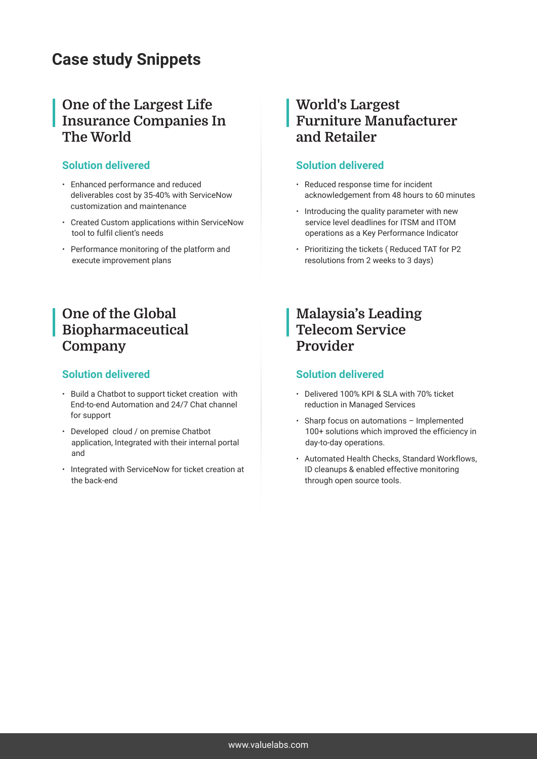# Case study Snippets

## One of the Largest Life Insurance Companies In The World

### Solution delivered

- Enhanced performance and reduced deliverables cost by 35-40% with ServiceNow customization and maintenance
- Created Custom applications within ServiceNow tool to fulfil client's needs
- Performance monitoring of the platform and execute improvement plans

## World's Largest Furniture Manufacturer and Retailer

### Solution delivered

- Reduced response time for incident acknowledgement from 48 hours to 60 minutes
- Introducing the quality parameter with new service level deadlines for ITSM and ITOM operations as a Key Performance Indicator
- Prioritizing the tickets ( Reduced TAT for P2 resolutions from 2 weeks to 3 days)

## One of the Global Biopharmaceutical Company

### Solution delivered

- Build a Chatbot to support ticket creation with End-to-end Automation and 24/7 Chat channel for support
- Developed cloud / on premise Chatbot application, Integrated with their internal portal and
- Integrated with ServiceNow for ticket creation at the back-end

## Malaysia's Leading Telecom Service Provider

### Solution delivered

- Delivered 100% KPI & SLA with 70% ticket reduction in Managed Services
- Sharp focus on automations – Implemented 100+ solutions which improved the efficiency in day-to-day operations.
- Automated Health Checks, Standard Workflows, ID cleanups & enabled effective monitoring through open source tools.